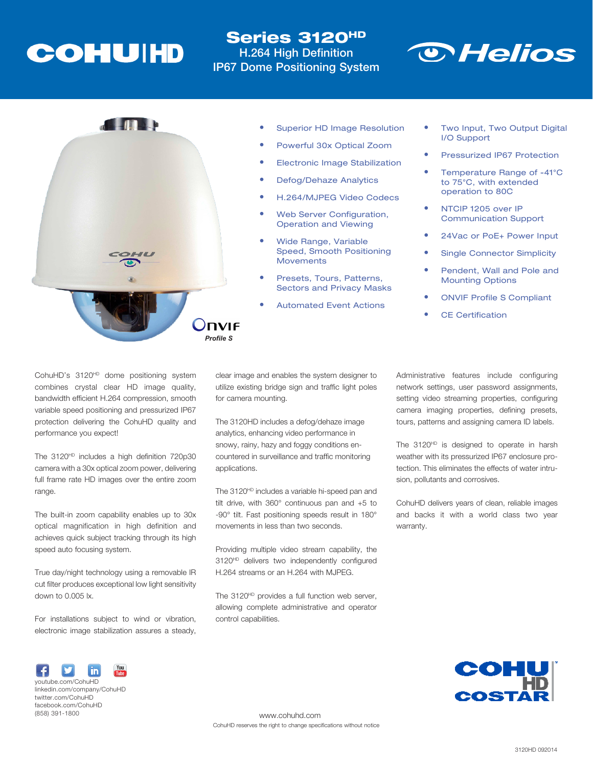# COHU|HD

# Series 3120$^{HD}$

## H.264 High Definition IP67 Dome Positioning System

Helios

- Superior HD Image Resolution
- Powerful 30x Optical Zoom
- Electronic Image Stabilization
- Defog/Dehaze Analytics
- H.264/MJPEG Video Codecs
- Web Server Configuration, Operation and Viewing
- Wide Range, Variable Speed, Smooth Positioning Movements
- Presets, Tours, Patterns, Sectors and Privacy Masks
- Automated Event Actions
- Two Input, Two Output Digital I/O Support
- Pressurized IP67 Protection
- Temperature Range of -41°C to 75°C, with extended operation to 80C
- NTCIP 1205 over IP Communication Support
- 24Vac or PoE+ Power Input
- Single Connector Simplicity
- Pendent, Wall and Pole and Mounting Options
- ONVIF Profile S Compliant
- CE Certification

ONVIF *Profile S*

CohuHD's 3120$^{HD}$ dome positioning system combines crystal clear HD image quality, bandwidth efficient H.264 compression, smooth variable speed positioning and pressurized IP67 protection delivering the CohuHD quality and performance you expect!

The 3120$^{HD}$ includes a high definition 720p30 camera with a 30x optical zoom power, delivering full frame rate HD images over the entire zoom range.

The built-in zoom capability enables up to 30x optical magnification in high definition and achieves quick subject tracking through its high speed auto focusing system.

True day/night technology using a removable IR cut filter produces exceptional low light sensitivity down to 0.005 lx.

For installations subject to wind or vibration, electronic image stabilization assures a steady, clear image and enables the system designer to utilize existing bridge sign and traffic light poles for camera mounting.

The 3120HD includes a defog/dehaze image analytics, enhancing video performance in snowy, rainy, hazy and foggy conditions encountered in surveillance and traffic monitoring applications.

The 3120$^{HD}$ includes a variable hi-speed pan and tilt drive, with 360° continuous pan and +5 to -90° tilt. Fast positioning speeds result in 180° movements in less than two seconds.

Providing multiple video stream capability, the 3120$^{HD}$ delivers two independently configured H.264 streams or an H.264 with MJPEG.

The 3120$^{HD}$ provides a full function web server, allowing complete administrative and operator control capabilities.

Administrative features include configuring network settings, user password assignments, setting video streaming properties, configuring camera imaging properties, defining presets, tours, patterns and assigning camera ID labels.

The 3120$^{HD}$ is designed to operate in harsh weather with its pressurized IP67 enclosure protection. This eliminates the effects of water intrusion, pollutants and corrosives.

CohuHD delivers years of clean, reliable images and backs it with a world class two year warranty.

youtube.com/CohuHD
linkedin.com/company/CohuHD
twitter.com/CohuHD
facebook.com/CohuHD
(858) 391-1800

www.cohuhd.com
CohuHD reserves the right to change specifications without notice

COHU HD COSTAR

3120HD 092014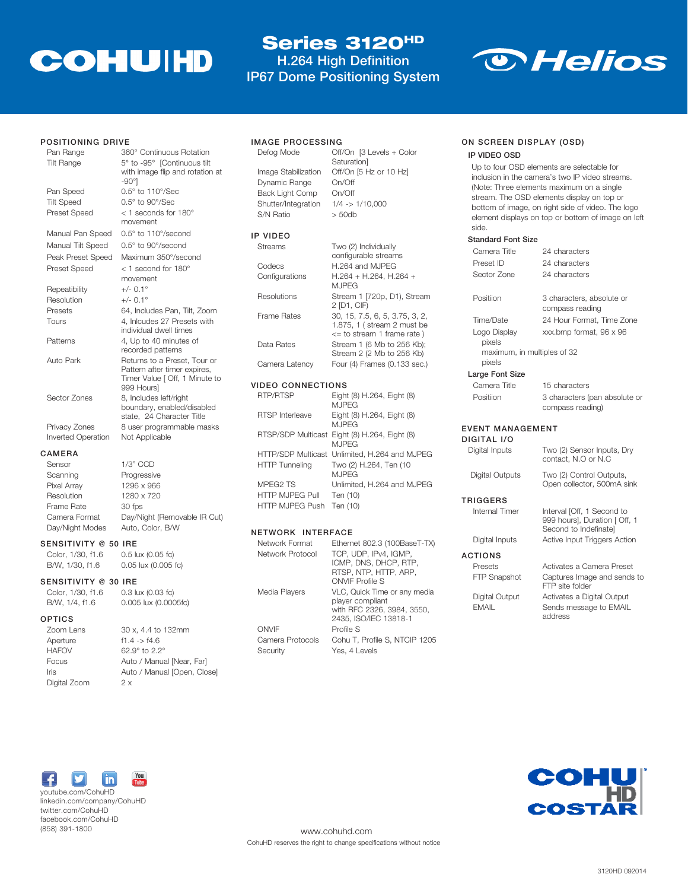# Series 3120HD

## H.264 High Definition IP67 Dome Positioning System

COHU|HD — Helios

### POSITIONING DRIVE

| | |
|---|---|
| Pan Range | 360° Continuous Rotation |
| Tilt Range | 5° to -95° [Continuous tilt with image flip and rotation at -90°] |
| Pan Speed | 0.5° to 110°/Sec |
| Tilt Speed | 0.5° to 90°/Sec |
| Preset Speed | < 1 seconds for 180° movement |
| Manual Pan Speed | 0.5° to 110°/second |
| Manual Tilt Speed | 0.5° to 90°/second |
| Peak Preset Speed | Maximum 350°/second |
| Preset Speed | < 1 second for 180° movement |
| Repeatibility | +/- 0.1° |
| Resolution | +/- 0.1° |
| Presets | 64, Includes Pan, Tilt, Zoom |
| Tours | 4, Inlcudes 27 Presets with individual dwell times |
| Patterns | 4, Up to 40 minutes of recorded patterns |
| Auto Park | Returns to a Preset, Tour or Pattern after timer expires, Timer Value [ Off, 1 Minute to 999 Hours] |
| Sector Zones | 8, Includes left/right boundary, enabled/disabled state, 24 Character Title |
| Privacy Zones | 8 user programmable masks |
| Inverted Operation | Not Applicable |

### CAMERA

| | |
|---|---|
| Sensor | 1/3" CCD |
| Scanning | Progressive |
| Pixel Array | 1296 x 966 |
| Resolution | 1280 x 720 |
| Frame Rate | 30 fps |
| Camera Format | Day/Night (Removable IR Cut) |
| Day/Night Modes | Auto, Color, B/W |

### SENSITIVITY @ 50 IRE

| | |
|---|---|
| Color, 1/30, f1.6 | 0.5 lux (0.05 fc) |
| B/W, 1/30, f1.6 | 0.05 lux (0.005 fc) |

### SENSITIVITY @ 30 IRE

| | |
|---|---|
| Color, 1/30, f1.6 | 0.3 lux (0.03 fc) |
| B/W, 1/4, f1.6 | 0.005 lux (0.0005fc) |

### OPTICS

| | |
|---|---|
| Zoom Lens | 30 x, 4.4 to 132mm |
| Aperture | f1.4 -> f4.6 |
| HAFOV | 62.9° to 2.2° |
| Focus | Auto / Manual [Near, Far] |
| Iris | Auto / Manual [Open, Close] |
| Digital Zoom | 2 x |

### IMAGE PROCESSING

| | |
|---|---|
| Defog Mode | Off/On [3 Levels + Color Saturation] |
| Image Stabilization | Off/On [5 Hz or 10 Hz] |
| Dynamic Range | On/Off |
| Back Light Comp | On/Off |
| Shutter/Integration | 1/4 -> 1/10,000 |
| S/N Ratio | > 50db |

### IP VIDEO

| | |
|---|---|
| Streams | Two (2) Individually configurable streams |
| Codecs | H.264 and MJPEG |
| Configurations | H.264 + H.264, H.264 + MJPEG |
| Resolutions | Stream 1 [720p, D1), Stream 2 [D1, CIF) |
| Frame Rates | 30, 15, 7.5, 6, 5, 3.75, 3, 2, 1.875, 1 ( stream 2 must be <= to stream 1 frame rate ) |
| Data Rates | Stream 1 (6 Mb to 256 Kb); Stream 2 (2 Mb to 256 Kb) |
| Camera Latency | Four (4) Frames (0.133 sec.) |

### VIDEO CONNECTIONS

| | |
|---|---|
| RTP/RTSP | Eight (8) H.264, Eight (8) MJPEG |
| RTSP Interleave | Eight (8) H.264, Eight (8) MJPEG |
| RTSP/SDP Multicast | Eight (8) H.264, Eight (8) MJPEG |
| HTTP/SDP Multicast | Unlimited, H.264 and MJPEG |
| HTTP Tunneling | Two (2) H.264, Ten (10 MJPEG |
| MPEG2 TS | Unlimited, H.264 and MJPEG |
| HTTP MJPEG Pull | Ten (10) |
| HTTP MJPEG Push | Ten (10) |

### NETWORK INTERFACE

| | |
|---|---|
| Network Format | Ethernet 802.3 (100BaseT-TX) |
| Network Protocol | TCP, UDP, IPv4, IGMP, ICMP, DNS, DHCP, RTP, RTSP, NTP, HTTP, ARP, ONVIF Profile S |
| Media Players | VLC, Quick Time or any media player compliant with RFC 2326, 3984, 3550, 2435, ISO/IEC 13818-1 |
| ONVIF | Profile S |
| Camera Protocols | Cohu T, Profile S, NTCIP 1205 |
| Security | Yes, 4 Levels |

### ON SCREEN DISPLAY (OSD)

**IP VIDEO OSD**

Up to four OSD elements are selectable for inclusion in the camera's two IP video streams. (Note: Three elements maximum on a single stream. The OSD elements display on top or bottom of image, on right side of video. The logo element displays on top or bottom of image on left side.

**Standard Font Size**

| | |
|---|---|
| Camera Title | 24 characters |
| Preset ID | 24 characters |
| Sector Zone | 24 characters |
| Positiion | 3 characters, absolute or compass reading |
| Time/Date | 24 Hour Format, Time Zone |
| Logo Display | xxx.bmp format, 96 x 96 pixels maximum, in multiples of 32 pixels |

**Large Font Size**

| | |
|---|---|
| Camera Title | 15 characters |
| Positiion | 3 characters (pan absolute or compass reading) |

### EVENT MANAGEMENT

### DIGITAL I/O

| | |
|---|---|
| Digital Inputs | Two (2) Sensor Inputs, Dry contact, N.O or N.C |
| Digital Outputs | Two (2) Control Outputs, Open collector, 500mA sink |

### TRIGGERS

| | |
|---|---|
| Internal Timer | Interval [Off, 1 Second to 999 hours], Duration [ Off, 1 Second to Indefinate] |
| Digital Inputs | Active Input Triggers Action |

### ACTIONS

| | |
|---|---|
| Presets | Activates a Camera Preset |
| FTP Snapshot | Captures Image and sends to FTP site folder |
| Digital Output | Activates a Digital Output |
| EMAIL | Sends message to EMAIL address |

youtube.com/CohuHD
linkedin.com/company/CohuHD
twitter.com/CohuHD
facebook.com/CohuHD
(858) 391-1800

www.cohuhd.com
CohuHD reserves the right to change specifications without notice

COHU HD COSTAR

3120HD 092014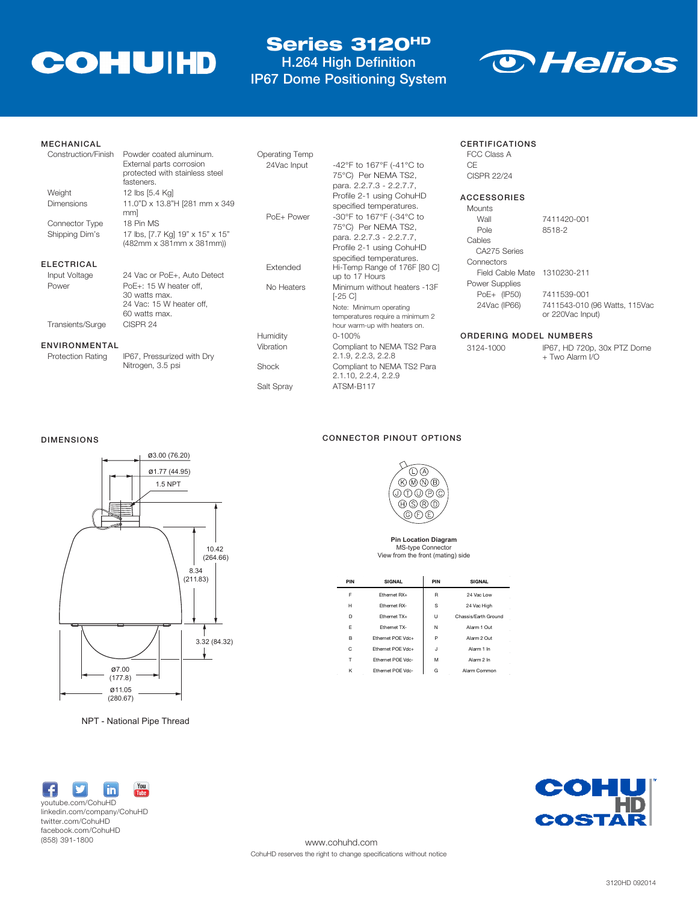# Series 3120HD

## H.264 High Definition IP67 Dome Positioning System

COHU|HD — Helios

### MECHANICAL

| | |
|---|---|
| Construction/Finish | Powder coated aluminum. External parts corrosion protected with stainless steel fasteners. |
| Weight | 12 lbs [5.4 Kg] |
| Dimensions | 11.0"D x 13.8"H [281 mm x 349 mm] |
| Connector Type | 18 Pin MS |
| Shipping Dim's | 17 lbs, [7.7 Kg] 19" x 15" x 15" (482mm x 381mm x 381mm)) |

### ELECTRICAL

| | |
|---|---|
| Input Voltage | 24 Vac or PoE+, Auto Detect |
| Power | PoE+: 15 W heater off, 30 watts max. 24 Vac: 15 W heater off, 60 watts max. |
| Transients/Surge | CISPR 24 |

### ENVIRONMENTAL

| | |
|---|---|
| Protection Rating | IP67, Pressurized with Dry Nitrogen, 3.5 psi |
| Operating Temp | |
| 24Vac Input | -42°F to 167°F (-41°C to 75°C) Per NEMA TS2, para. 2.2.7.3 - 2.2.7.7, Profile 2-1 using CohuHD specified temperatures. |
| PoE+ Power | -30°F to 167°F (-34°C to 75°C) Per NEMA TS2, para. 2.2.7.3 - 2.2.7.7, Profile 2-1 using CohuHD specified temperatures. |
| Extended | Hi-Temp Range of 176F [80 C] up to 17 Hours |
| No Heaters | Minimum without heaters -13F [-25 C] Note: Minimum operating temperatures require a minimum 2 hour warm-up with heaters on. |
| Humidity | 0-100% |
| Vibration | Compliant to NEMA TS2 Para 2.1.9, 2.2.3, 2.2.8 |
| Shock | Compliant to NEMA TS2 Para 2.1.10, 2.2.4, 2.2.9 |
| Salt Spray | ATSM-B117 |

### CERTIFICATIONS

FCC Class A
CE
CISPR 22/24

### ACCESSORIES

| | |
|---|---|
| Mounts | |
| Wall | 7411420-001 |
| Pole | 8518-2 |
| Cables | |
| CA275 Series | |
| Connectors | |
| Field Cable Mate | 1310230-211 |
| Power Supplies | |
| PoE+ (IP50) | 7411539-001 |
| 24Vac (IP66) | 7411543-010 (96 Watts, 115Vac or 220Vac Input) |

### ORDERING MODEL NUMBERS

| | |
|---|---|
| 3124-1000 | IP67, HD 720p, 30x PTZ Dome + Two Alarm I/O |

### DIMENSIONS

ø3.00 (76.20)
ø1.77 (44.95)
1.5 NPT
10.42 (264.66)
8.34 (211.83)
3.32 (84.32)
ø7.00 (177.8)
ø11.05 (280.67)

NPT - National Pipe Thread

### CONNECTOR PINOUT OPTIONS

L A
K M N B
J T U P C
H S R D
G F E

**Pin Location Diagram**
MS-type Connector
View from the front (mating) side

| PIN | SIGNAL | PIN | SIGNAL |
|---|---|---|---|
| F | Ethernet RX+ | R | 24 Vac Low |
| H | Ethernet RX- | S | 24 Vac High |
| D | Ethernet TX+ | U | Chassis/Earth Ground |
| E | Ethernet TX- | N | Alarm 1 Out |
| B | Ethernet POE Vdc+ | P | Alarm 2 Out |
| C | Ethernet POE Vdc+ | J | Alarm 1 In |
| T | Ethernet POE Vdc- | M | Alarm 2 In |
| K | Ethernet POE Vdc- | G | Alarm Common |

youtube.com/CohuHD
linkedin.com/company/CohuHD
twitter.com/CohuHD
facebook.com/CohuHD
(858) 391-1800

www.cohuhd.com
CohuHD reserves the right to change specifications without notice

COHU HD COSTAR

3120HD 092014